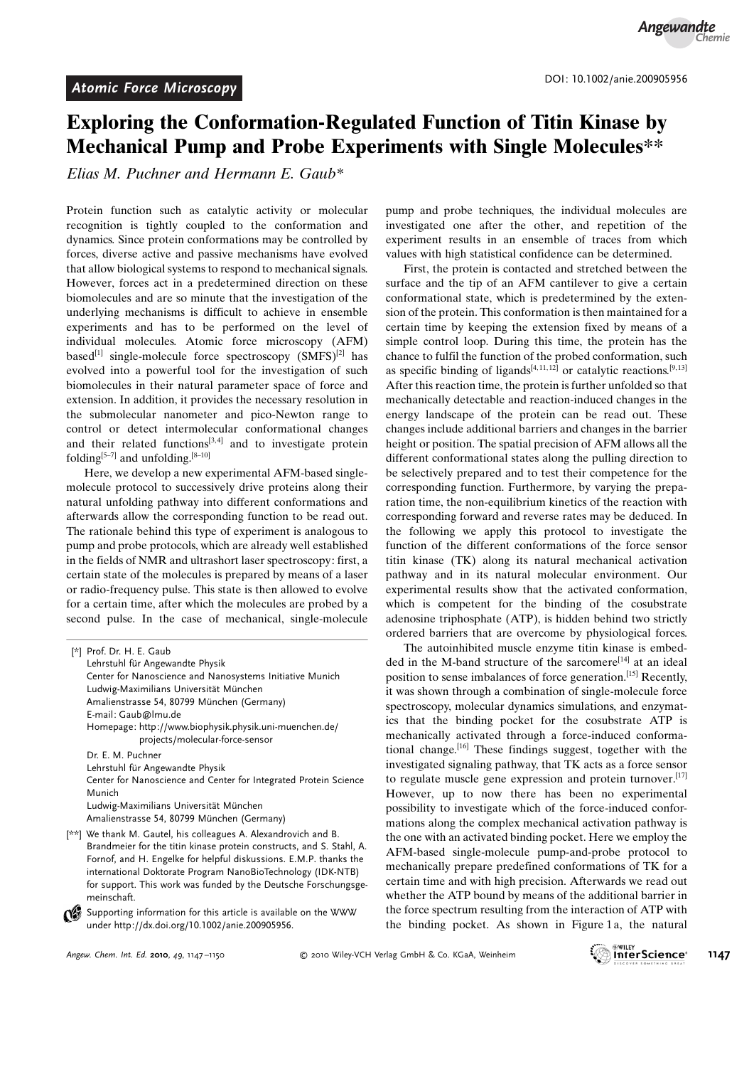Atomic Force Microscopy

DOI: 10.1002/anie.200905956

# Exploring the Conformation-Regulated Function of Titin Kinase by Mechanical Pump and Probe Experiments with Single Molecules**

*Elias M. Puchner and Hermann E. Gaub**

Protein function such as catalytic activity or molecular recognition is tightly coupled to the conformation and dynamics. Since protein conformations may be controlled by forces, diverse active and passive mechanisms have evolved that allow biological systems to respond to mechanical signals. However, forces act in a predetermined direction on these biomolecules and are so minute that the investigation of the underlying mechanisms is difficult to achieve in ensemble experiments and has to be performed on the level of individual molecules. Atomic force microscopy (AFM) based[1] single-molecule force spectroscopy (SMFS)[2] has evolved into a powerful tool for the investigation of such biomolecules in their natural parameter space of force and extension. In addition, it provides the necessary resolution in the submolecular nanometer and pico-Newton range to control or detect intermolecular conformational changes and their related functions[3,4] and to investigate protein folding[5–7] and unfolding.[8–10]

Here, we develop a new experimental AFM-based single-molecule protocol to successively drive proteins along their natural unfolding pathway into different conformations and afterwards allow the corresponding function to be read out. The rationale behind this type of experiment is analogous to pump and probe protocols, which are already well established in the fields of NMR and ultrashort laser spectroscopy: first, a certain state of the molecules is prepared by means of a laser or radio-frequency pulse. This state is then allowed to evolve for a certain time, after which the molecules are probed by a second pulse. In the case of mechanical, single-molecule pump and probe techniques, the individual molecules are investigated one after the other, and repetition of the experiment results in an ensemble of traces from which values with high statistical confidence can be determined.

First, the protein is contacted and stretched between the surface and the tip of an AFM cantilever to give a certain conformational state, which is predetermined by the extension of the protein. This conformation is then maintained for a certain time by keeping the extension fixed by means of a simple control loop. During this time, the protein has the chance to fulfil the function of the probed conformation, such as specific binding of ligands[4,11,12] or catalytic reactions.[9,13] After this reaction time, the protein is further unfolded so that mechanically detectable and reaction-induced changes in the energy landscape of the protein can be read out. These changes include additional barriers and changes in the barrier height or position. The spatial precision of AFM allows all the different conformational states along the pulling direction to be selectively prepared and to test their competence for the corresponding function. Furthermore, by varying the preparation time, the non-equilibrium kinetics of the reaction with corresponding forward and reverse rates may be deduced. In the following we apply this protocol to investigate the function of the different conformations of the force sensor titin kinase (TK) along its natural mechanical activation pathway and in its natural molecular environment. Our experimental results show that the activated conformation, which is competent for the binding of the cosubstrate adenosine triphosphate (ATP), is hidden behind two strictly ordered barriers that are overcome by physiological forces.

The autoinhibited muscle enzyme titin kinase is embedded in the M-band structure of the sarcomere[14] at an ideal position to sense imbalances of force generation.[15] Recently, it was shown through a combination of single-molecule force spectroscopy, molecular dynamics simulations, and enzymatics that the binding pocket for the cosubstrate ATP is mechanically activated through a force-induced conformational change.[16] These findings suggest, together with the investigated signaling pathway, that TK acts as a force sensor to regulate muscle gene expression and protein turnover.[17] However, up to now there has been no experimental possibility to investigate which of the force-induced conformations along the complex mechanical activation pathway is the one with an activated binding pocket. Here we employ the AFM-based single-molecule pump-and-probe protocol to mechanically prepare predefined conformations of TK for a certain time and with high precision. Afterwards we read out whether the ATP bound by means of the additional barrier in the force spectrum resulting from the interaction of ATP with the binding pocket. As shown in Figure 1 a, the natural

[*] Prof. Dr. H. E. Gaub
Lehrstuhl für Angewandte Physik
Center for Nanoscience and Nanosystems Initiative Munich
Ludwig-Maximilians Universität München
Amalienstrasse 54, 80799 München (Germany)
E-mail: Gaub@lmu.de
Homepage: http://www.biophysik.physik.uni-muenchen.de/projects/molecular-force-sensor

Dr. E. M. Puchner
Lehrstuhl für Angewandte Physik
Center for Nanoscience and Center for Integrated Protein Science Munich
Ludwig-Maximilians Universität München
Amalienstrasse 54, 80799 München (Germany)

[**] We thank M. Gautel, his colleagues A. Alexandrovich and B. Brandmeier for the titin kinase protein constructs, and S. Stahl, A. Fornof, and H. Engelke for helpful diskussions. E.M.P. thanks the international Doktorate Program NanoBioTechnology (IDK-NTB) for support. This work was funded by the Deutsche Forschungsgemeinschaft.

Supporting information for this article is available on the WWW under http://dx.doi.org/10.1002/anie.200905956.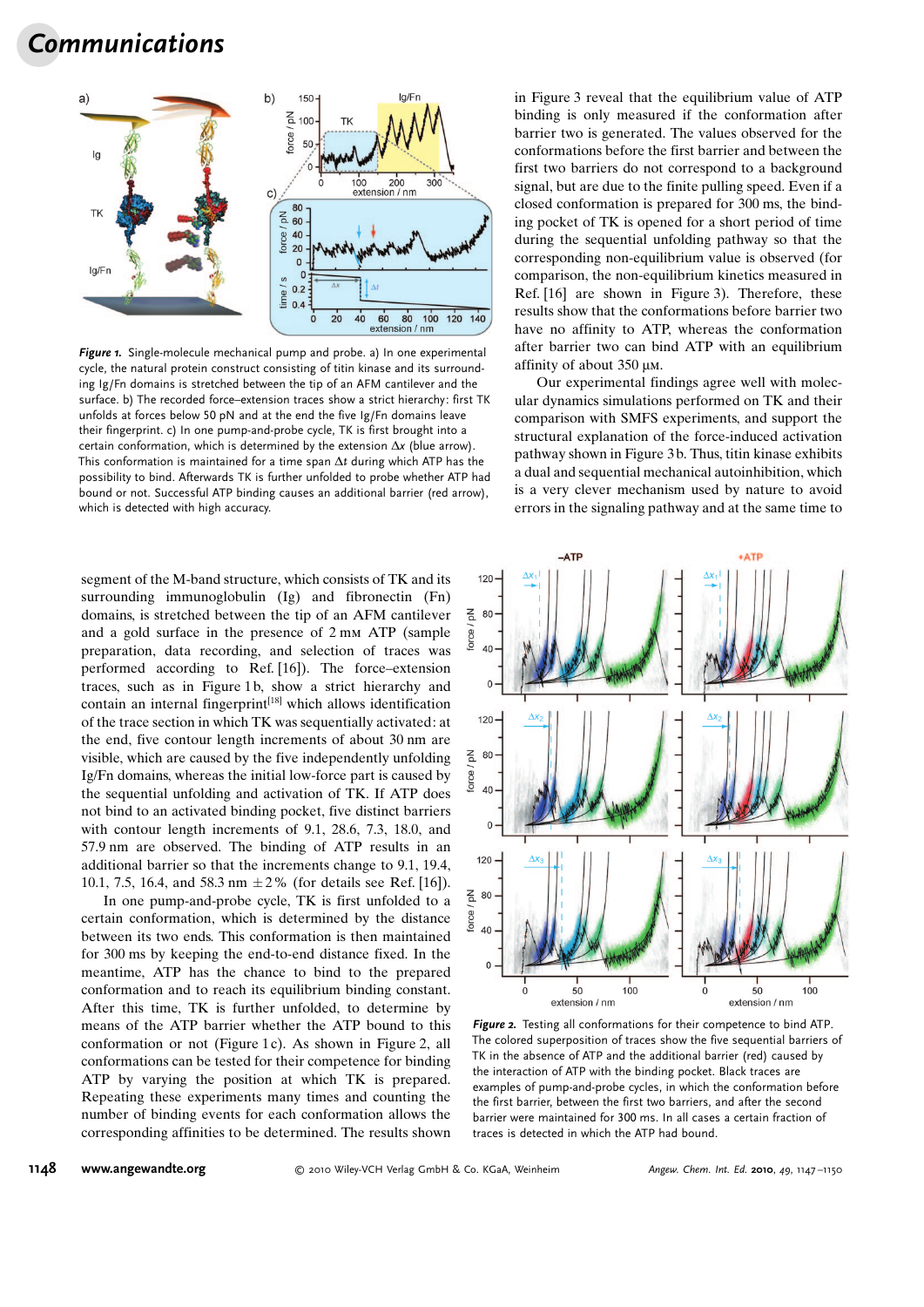*Figure 1.* Single-molecule mechanical pump and probe. a) In one experimental cycle, the natural protein construct consisting of titin kinase and its surrounding Ig/Fn domains is stretched between the tip of an AFM cantilever and the surface. b) The recorded force–extension traces show a strict hierarchy: first TK unfolds at forces below 50 pN and at the end the five Ig/Fn domains leave their fingerprint. c) In one pump-and-probe cycle, TK is first brought into a certain conformation, which is determined by the extension $\Delta x$ (blue arrow). This conformation is maintained for a time span $\Delta t$ during which ATP has the possibility to bind. Afterwards TK is further unfolded to probe whether ATP had bound or not. Successful ATP binding causes an additional barrier (red arrow), which is detected with high accuracy.

in Figure 3 reveal that the equilibrium value of ATP binding is only measured if the conformation after barrier two is generated. The values observed for the conformations before the first barrier and between the first two barriers do not correspond to a background signal, but are due to the finite pulling speed. Even if a closed conformation is prepared for 300 ms, the binding pocket of TK is opened for a short period of time during the sequential unfolding pathway so that the corresponding non-equilibrium value is observed (for comparison, the non-equilibrium kinetics measured in Ref. [16] are shown in Figure 3). Therefore, these results show that the conformations before barrier two have no affinity to ATP, whereas the conformation after barrier two can bind ATP with an equilibrium affinity of about 350 μM.

Our experimental findings agree well with molecular dynamics simulations performed on TK and their comparison with SMFS experiments, and support the structural explanation of the force-induced activation pathway shown in Figure 3b. Thus, titin kinase exhibits a dual and sequential mechanical autoinhibition, which is a very clever mechanism used by nature to avoid errors in the signaling pathway and at the same time to

segment of the M-band structure, which consists of TK and its surrounding immunoglobulin (Ig) and fibronectin (Fn) domains, is stretched between the tip of an AFM cantilever and a gold surface in the presence of 2 mM ATP (sample preparation, data recording, and selection of traces was performed according to Ref. [16]). The force–extension traces, such as in Figure 1b, show a strict hierarchy and contain an internal fingerprint[18] which allows identification of the trace section in which TK was sequentially activated: at the end, five contour length increments of about 30 nm are visible, which are caused by the five independently unfolding Ig/Fn domains, whereas the initial low-force part is caused by the sequential unfolding and activation of TK. If ATP does not bind to an activated binding pocket, five distinct barriers with contour length increments of 9.1, 28.6, 7.3, 18.0, and 57.9 nm are observed. The binding of ATP results in an additional barrier so that the increments change to 9.1, 19.4, 10.1, 7.5, 16.4, and 58.3 nm $\pm 2\,\%$ (for details see Ref. [16]).

In one pump-and-probe cycle, TK is first unfolded to a certain conformation, which is determined by the distance between its two ends. This conformation is then maintained for 300 ms by keeping the end-to-end distance fixed. In the meantime, ATP has the chance to bind to the prepared conformation and to reach its equilibrium binding constant. After this time, TK is further unfolded, to determine by means of the ATP barrier whether the ATP bound to this conformation or not (Figure 1c). As shown in Figure 2, all conformations can be tested for their competence for binding ATP by varying the position at which TK is prepared. Repeating these experiments many times and counting the number of binding events for each conformation allows the corresponding affinities to be determined. The results shown

*Figure 2.* Testing all conformations for their competence to bind ATP. The colored superposition of traces show the five sequential barriers of TK in the absence of ATP and the additional barrier (red) caused by the interaction of ATP with the binding pocket. Black traces are examples of pump-and-probe cycles, in which the conformation before the first barrier, between the first two barriers, and after the second barrier were maintained for 300 ms. In all cases a certain fraction of traces is detected in which the ATP had bound.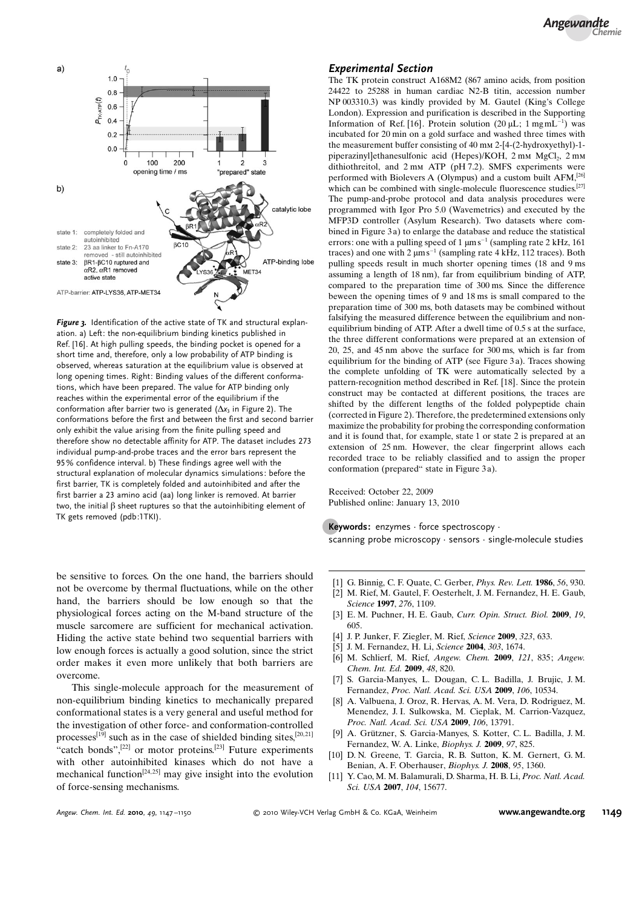**Figure 3.** Identification of the active state of TK and structural explanation. a) Left: the non-equilibrium binding kinetics published in Ref. [16]. At high pulling speeds, the binding pocket is opened for a short time and, therefore, only a low probability of ATP binding is observed, whereas saturation at the equilibrium value is observed at long opening times. Right: Binding values of the different conformations, which have been prepared. The value for ATP binding only reaches within the experimental error of the equilibrium if the conformation after barrier two is generated ($\Delta x_3$ in Figure 2). The conformations before the first and between the first and second barrier only exhibit the value arising from the finite pulling speed and therefore show no detectable affinity for ATP. The dataset includes 273 individual pump-and-probe traces and the error bars represent the 95% confidence interval. b) These findings agree well with the structural explanation of molecular dynamics simulations: before the first barrier, TK is completely folded and autoinhibited and after the first barrier a 23 amino acid (aa) long linker is removed. At barrier two, the initial β sheet ruptures so that the autoinhibiting element of TK gets removed (pdb:1TKI).

be sensitive to forces. On the one hand, the barriers should not be overcome by thermal fluctuations, while on the other hand, the barriers should be low enough so that the physiological forces acting on the M-band structure of the muscle sarcomere are sufficient for mechanical activation. Hiding the active state behind two sequential barriers with low enough forces is actually a good solution, since the strict order makes it even more unlikely that both barriers are overcome.

This single-molecule approach for the measurement of non-equilibrium binding kinetics to mechanically prepared conformational states is a very general and useful method for the investigation of other force- and conformation-controlled processes[19] such as in the case of shielded binding sites,[20,21] "catch bonds",[22] or motor proteins.[23] Future experiments with other autoinhibited kinases which do not have a mechanical function[24,25] may give insight into the evolution of force-sensing mechanisms.

## Experimental Section

The TK protein construct A168M2 (867 amino acids, from position 24422 to 25288 in human cardiac N2-B titin, accession number NP 003310.3) was kindly provided by M. Gautel (King's College London). Expression and purification is described in the Supporting Information of Ref. [16]. Protein solution (20 μL; 1 mg mL$^{-1}$) was incubated for 20 min on a gold surface and washed three times with the measurement buffer consisting of 40 mM 2-[4-(2-hydroxyethyl)-1-piperazinyl]ethanesulfonic acid (Hepes)/KOH, 2 mM $MgCl_2$, 2 mM dithiothreitol, and 2 mM ATP (pH 7.2). SMFS experiments were performed with Biolevers A (Olympus) and a custom built AFM,[26] which can be combined with single-molecule fluorescence studies.[27] The pump-and-probe protocol and data analysis procedures were programmed with Igor Pro 5.0 (Wavemetrics) and executed by the MFP3D controller (Asylum Research). Two datasets where combined in Figure 3a) to enlarge the database and reduce the statistical errors: one with a pulling speed of 1 μm s$^{-1}$ (sampling rate 2 kHz, 161 traces) and one with 2 μm s$^{-1}$ (sampling rate 4 kHz, 112 traces). Both pulling speeds result in much shorter opening times (18 and 9 ms assuming a length of 18 nm), far from equilibrium binding of ATP, compared to the preparation time of 300 ms. Since the difference beween the opening times of 9 and 18 ms is small compared to the preparation time of 300 ms, both datasets may be combined without falsifying the measured difference between the equilibrium and non-equilibrium binding of ATP. After a dwell time of 0.5 s at the surface, the three different conformations were prepared at an extension of 20, 25, and 45 nm above the surface for 300 ms, which is far from equilibrium for the binding of ATP (see Figure 3a). Traces showing the complete unfolding of TK were automatically selected by a pattern-recognition method described in Ref. [18]. Since the protein construct may be contacted at different positions, the traces are shifted by the different lengths of the folded polypeptide chain (corrected in Figure 2). Therefore, the predetermined extensions only maximize the probability for probing the corresponding conformation and it is found that, for example, state 1 or state 2 is prepared at an extension of 25 nm. However, the clear fingerprint allows each recorded trace to be reliably classified and to assign the proper conformation (prepared" state in Figure 3a).

Received: October 22, 2009
Published online: January 13, 2010

**Keywords:** enzymes · force spectroscopy · scanning probe microscopy · sensors · single-molecule studies

[1] G. Binnig, C. F. Quate, C. Gerber, *Phys. Rev. Lett.* **1986**, *56*, 930.
[2] M. Rief, M. Gautel, F. Oesterhelt, J. M. Fernandez, H. E. Gaub, *Science* **1997**, *276*, 1109.
[3] E. M. Puchner, H. E. Gaub, *Curr. Opin. Struct. Biol.* **2009**, *19*, 605.
[4] J. P. Junker, F. Ziegler, M. Rief, *Science* **2009**, *323*, 633.
[5] J. M. Fernandez, H. Li, *Science* **2004**, *303*, 1674.
[6] M. Schlierf, M. Rief, *Angew. Chem.* **2009**, *121*, 835; *Angew. Chem. Int. Ed.* **2009**, *48*, 820.
[7] S. Garcia-Manyes, L. Dougan, C. L. Badilla, J. Brujic, J. M. Fernandez, *Proc. Natl. Acad. Sci. USA* **2009**, *106*, 10534.
[8] A. Valbuena, J. Oroz, R. Hervas, A. M. Vera, D. Rodriguez, M. Menendez, J. I. Sulkowska, M. Cieplak, M. Carrion-Vazquez, *Proc. Natl. Acad. Sci. USA* **2009**, *106*, 13791.
[9] A. Grützner, S. Garcia-Manyes, S. Kotter, C. L. Badilla, J. M. Fernandez, W. A. Linke, *Biophys. J.* **2009**, *97*, 825.
[10] D. N. Greene, T. Garcia, R. B. Sutton, K. M. Gernert, G. M. Benian, A. F. Oberhauser, *Biophys. J.* **2008**, *95*, 1360.
[11] Y. Cao, M. M. Balamurali, D. Sharma, H. B. Li, *Proc. Natl. Acad. Sci. USA* **2007**, *104*, 15677.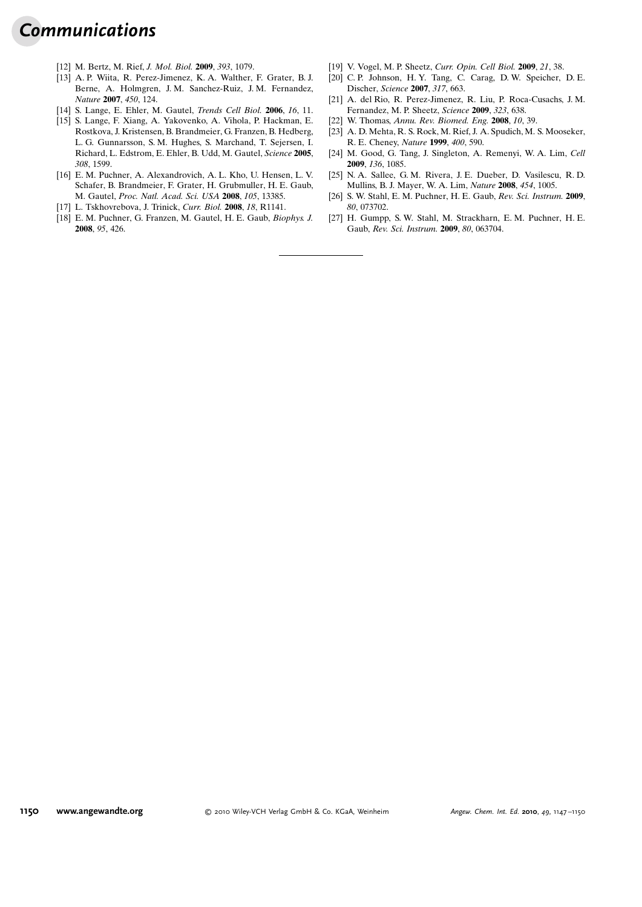[12] M. Bertz, M. Rief, *J. Mol. Biol.* **2009**, *393*, 1079.

[13] A. P. Wiita, R. Perez-Jimenez, K. A. Walther, F. Grater, B. J. Berne, A. Holmgren, J. M. Sanchez-Ruiz, J. M. Fernandez, *Nature* **2007**, *450*, 124.

[14] S. Lange, E. Ehler, M. Gautel, *Trends Cell Biol.* **2006**, *16*, 11.

[15] S. Lange, F. Xiang, A. Yakovenko, A. Vihola, P. Hackman, E. Rostkova, J. Kristensen, B. Brandmeier, G. Franzen, B. Hedberg, L. G. Gunnarsson, S. M. Hughes, S. Marchand, T. Sejersen, I. Richard, L. Edstrom, E. Ehler, B. Udd, M. Gautel, *Science* **2005**, *308*, 1599.

[16] E. M. Puchner, A. Alexandrovich, A. L. Kho, U. Hensen, L. V. Schafer, B. Brandmeier, F. Grater, H. Grubmuller, H. E. Gaub, M. Gautel, *Proc. Natl. Acad. Sci. USA* **2008**, *105*, 13385.

[17] L. Tskhovrebova, J. Trinick, *Curr. Biol.* **2008**, *18*, R1141.

[18] E. M. Puchner, G. Franzen, M. Gautel, H. E. Gaub, *Biophys. J.* **2008**, *95*, 426.

[19] V. Vogel, M. P. Sheetz, *Curr. Opin. Cell Biol.* **2009**, *21*, 38.

[20] C. P. Johnson, H. Y. Tang, C. Carag, D. W. Speicher, D. E. Discher, *Science* **2007**, *317*, 663.

[21] A. del Rio, R. Perez-Jimenez, R. Liu, P. Roca-Cusachs, J. M. Fernandez, M. P. Sheetz, *Science* **2009**, *323*, 638.

[22] W. Thomas, *Annu. Rev. Biomed. Eng.* **2008**, *10*, 39.

[23] A. D. Mehta, R. S. Rock, M. Rief, J. A. Spudich, M. S. Mooseker, R. E. Cheney, *Nature* **1999**, *400*, 590.

[24] M. Good, G. Tang, J. Singleton, A. Remenyi, W. A. Lim, *Cell* **2009**, *136*, 1085.

[25] N. A. Sallee, G. M. Rivera, J. E. Dueber, D. Vasilescu, R. D. Mullins, B. J. Mayer, W. A. Lim, *Nature* **2008**, *454*, 1005.

[26] S. W. Stahl, E. M. Puchner, H. E. Gaub, *Rev. Sci. Instrum.* **2009**, *80*, 073702.

[27] H. Gumpp, S. W. Stahl, M. Strackharn, E. M. Puchner, H. E. Gaub, *Rev. Sci. Instrum.* **2009**, *80*, 063704.